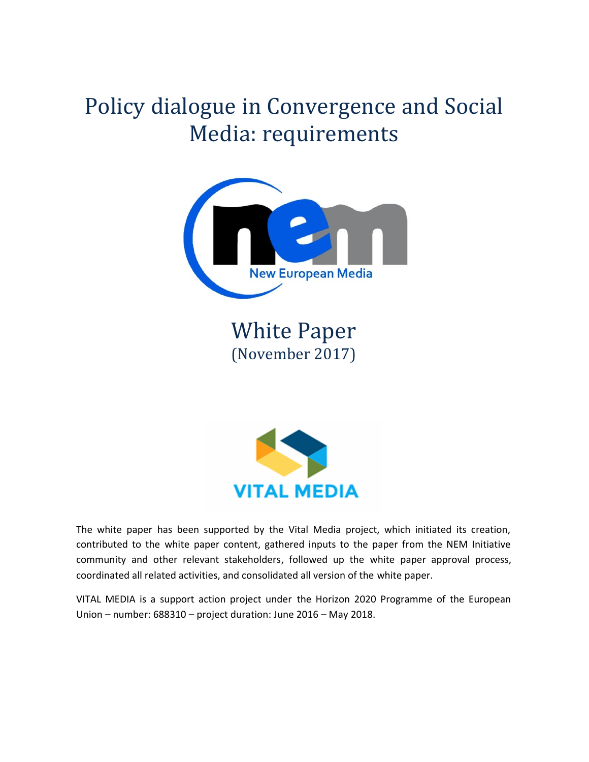# Policy dialogue in Convergence and Social Media: requirements

New European Media

## White Paper
(November 2017)

VITAL MEDIA

The white paper has been supported by the Vital Media project, which initiated its creation, contributed to the white paper content, gathered inputs to the paper from the NEM Initiative community and other relevant stakeholders, followed up the white paper approval process, coordinated all related activities, and consolidated all version of the white paper.

VITAL MEDIA is a support action project under the Horizon 2020 Programme of the European Union – number: 688310 – project duration: June 2016 – May 2018.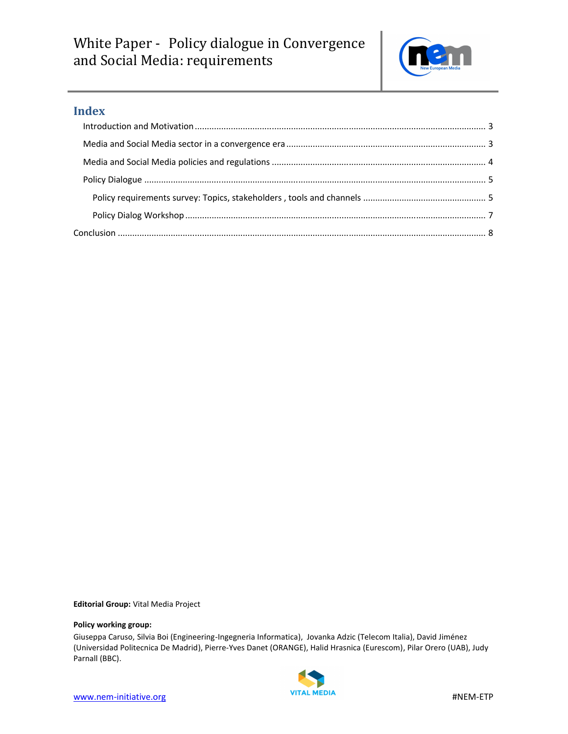## Index

Introduction and Motivation ........................................................................................................ 3

Media and Social Media sector in a convergence era ................................................................. 3

Media and Social Media policies and regulations ...................................................................... 4

Policy Dialogue ........................................................................................................................... 5

Policy requirements survey: Topics, stakeholders , tools and channels .................................. 5

Policy Dialog Workshop ........................................................................................................... 7

Conclusion .................................................................................................................................... 8

**Editorial Group:** Vital Media Project

**Policy working group:**

Giuseppa Caruso, Silvia Boi (Engineering-Ingegneria Informatica), Jovanka Adzic (Telecom Italia), David Jiménez (Universidad Politecnica De Madrid), Pierre-Yves Danet (ORANGE), Halid Hrasnica (Eurescom), Pilar Orero (UAB), Judy Parnall (BBC).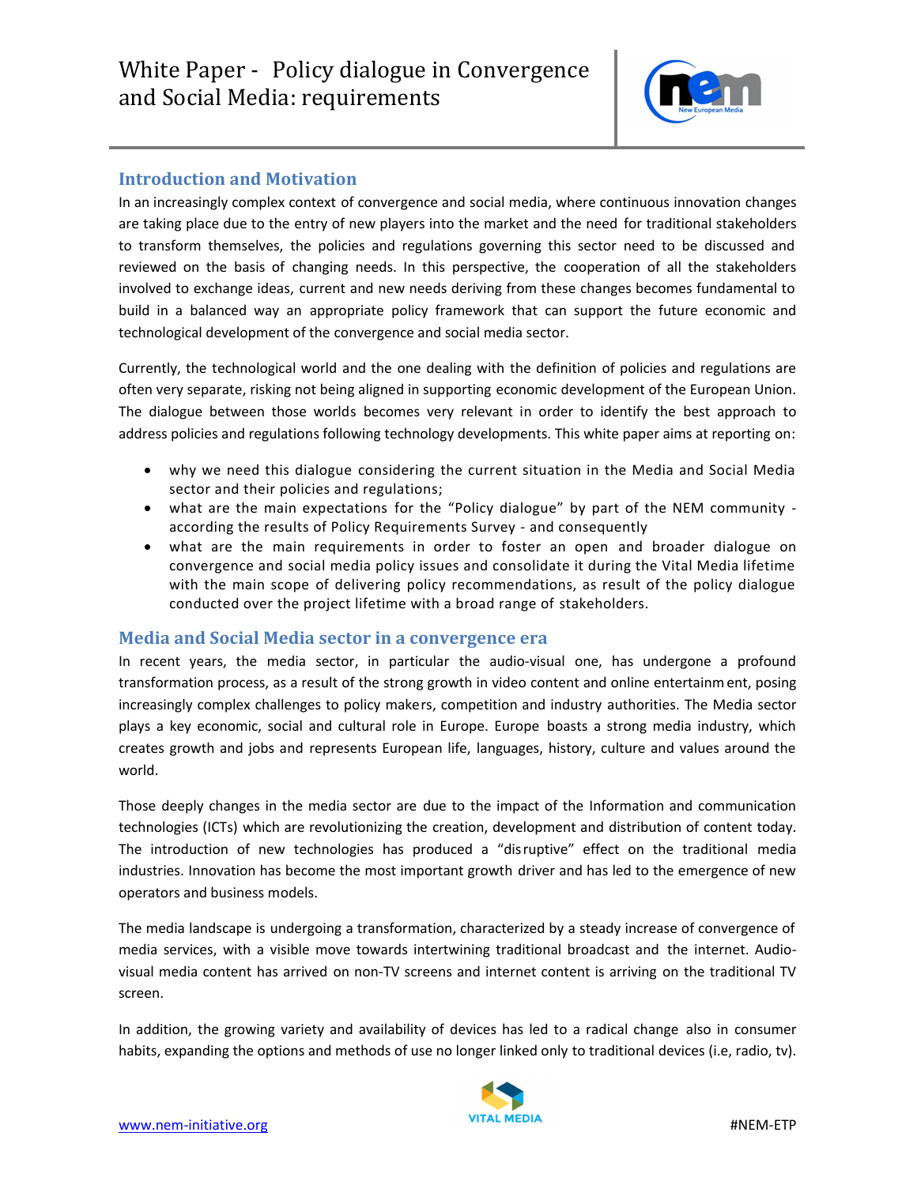# White Paper - Policy dialogue in Convergence and Social Media: requirements

## Introduction and Motivation

In an increasingly complex context of convergence and social media, where continuous innovation changes are taking place due to the entry of new players into the market and the need for traditional stakeholders to transform themselves, the policies and regulations governing this sector need to be discussed and reviewed on the basis of changing needs. In this perspective, the cooperation of all the stakeholders involved to exchange ideas, current and new needs deriving from these changes becomes fundamental to build in a balanced way an appropriate policy framework that can support the future economic and technological development of the convergence and social media sector.

Currently, the technological world and the one dealing with the definition of policies and regulations are often very separate, risking not being aligned in supporting economic development of the European Union. The dialogue between those worlds becomes very relevant in order to identify the best approach to address policies and regulations following technology developments. This white paper aims at reporting on:

- why we need this dialogue considering the current situation in the Media and Social Media sector and their policies and regulations;
- what are the main expectations for the "Policy dialogue" by part of the NEM community - according the results of Policy Requirements Survey - and consequently
- what are the main requirements in order to foster an open and broader dialogue on convergence and social media policy issues and consolidate it during the Vital Media lifetime with the main scope of delivering policy recommendations, as result of the policy dialogue conducted over the project lifetime with a broad range of stakeholders.

## Media and Social Media sector in a convergence era

In recent years, the media sector, in particular the audio-visual one, has undergone a profound transformation process, as a result of the strong growth in video content and online entertainment, posing increasingly complex challenges to policy makers, competition and industry authorities. The Media sector plays a key economic, social and cultural role in Europe. Europe boasts a strong media industry, which creates growth and jobs and represents European life, languages, history, culture and values around the world.

Those deeply changes in the media sector are due to the impact of the Information and communication technologies (ICTs) which are revolutionizing the creation, development and distribution of content today. The introduction of new technologies has produced a "disruptive" effect on the traditional media industries. Innovation has become the most important growth driver and has led to the emergence of new operators and business models.

The media landscape is undergoing a transformation, characterized by a steady increase of convergence of media services, with a visible move towards intertwining traditional broadcast and the internet. Audio-visual media content has arrived on non-TV screens and internet content is arriving on the traditional TV screen.

In addition, the growing variety and availability of devices has led to a radical change also in consumer habits, expanding the options and methods of use no longer linked only to traditional devices (i.e, radio, tv).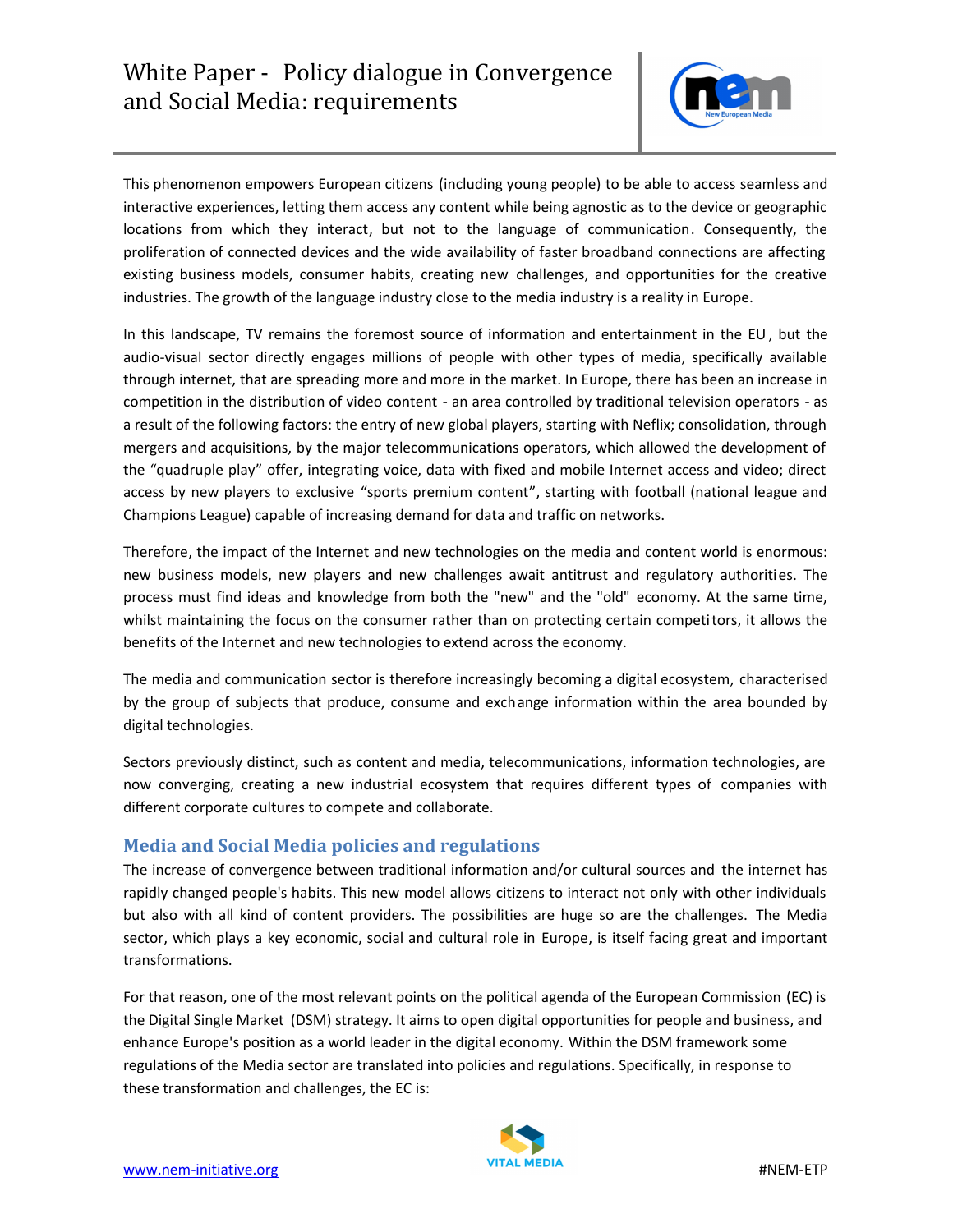This phenomenon empowers European citizens (including young people) to be able to access seamless and interactive experiences, letting them access any content while being agnostic as to the device or geographic locations from which they interact, but not to the language of communication. Consequently, the proliferation of connected devices and the wide availability of faster broadband connections are affecting existing business models, consumer habits, creating new challenges, and opportunities for the creative industries. The growth of the language industry close to the media industry is a reality in Europe.

In this landscape, TV remains the foremost source of information and entertainment in the EU, but the audio-visual sector directly engages millions of people with other types of media, specifically available through internet, that are spreading more and more in the market. In Europe, there has been an increase in competition in the distribution of video content - an area controlled by traditional television operators - as a result of the following factors: the entry of new global players, starting with Neflix; consolidation, through mergers and acquisitions, by the major telecommunications operators, which allowed the development of the "quadruple play" offer, integrating voice, data with fixed and mobile Internet access and video; direct access by new players to exclusive "sports premium content", starting with football (national league and Champions League) capable of increasing demand for data and traffic on networks.

Therefore, the impact of the Internet and new technologies on the media and content world is enormous: new business models, new players and new challenges await antitrust and regulatory authorities. The process must find ideas and knowledge from both the "new" and the "old" economy. At the same time, whilst maintaining the focus on the consumer rather than on protecting certain competitors, it allows the benefits of the Internet and new technologies to extend across the economy.

The media and communication sector is therefore increasingly becoming a digital ecosystem, characterised by the group of subjects that produce, consume and exchange information within the area bounded by digital technologies.

Sectors previously distinct, such as content and media, telecommunications, information technologies, are now converging, creating a new industrial ecosystem that requires different types of companies with different corporate cultures to compete and collaborate.

## Media and Social Media policies and regulations

The increase of convergence between traditional information and/or cultural sources and the internet has rapidly changed people's habits. This new model allows citizens to interact not only with other individuals but also with all kind of content providers. The possibilities are huge so are the challenges. The Media sector, which plays a key economic, social and cultural role in Europe, is itself facing great and important transformations.

For that reason, one of the most relevant points on the political agenda of the European Commission (EC) is the Digital Single Market (DSM) strategy. It aims to open digital opportunities for people and business, and enhance Europe's position as a world leader in the digital economy. Within the DSM framework some regulations of the Media sector are translated into policies and regulations. Specifically, in response to these transformation and challenges, the EC is: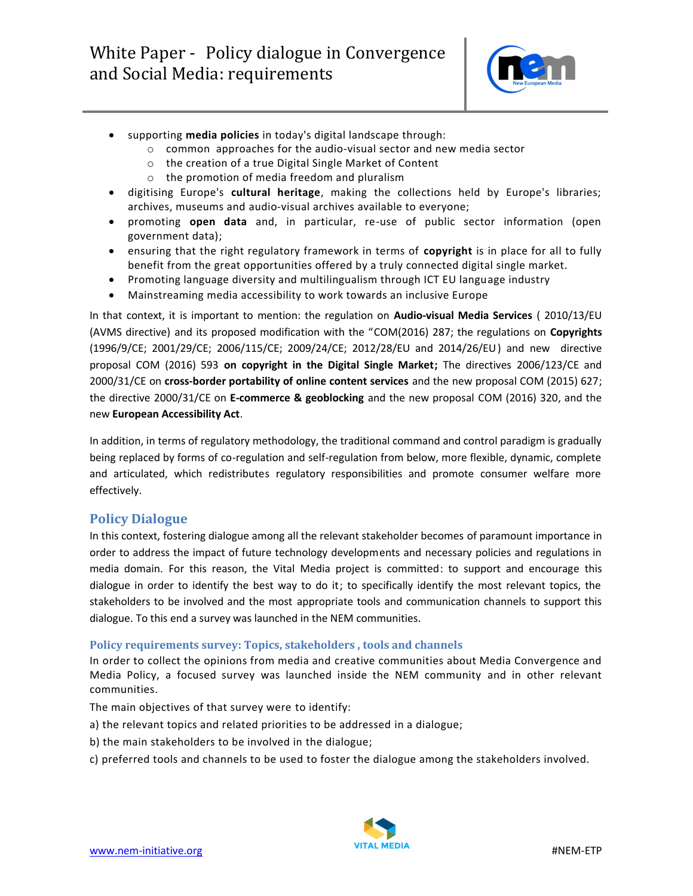- supporting **media policies** in today's digital landscape through:
  - common approaches for the audio-visual sector and new media sector
  - the creation of a true Digital Single Market of Content
  - the promotion of media freedom and pluralism
- digitising Europe's **cultural heritage**, making the collections held by Europe's libraries; archives, museums and audio-visual archives available to everyone;
- promoting **open data** and, in particular, re-use of public sector information (open government data);
- ensuring that the right regulatory framework in terms of **copyright** is in place for all to fully benefit from the great opportunities offered by a truly connected digital single market.
- Promoting language diversity and multilingualism through ICT EU language industry
- Mainstreaming media accessibility to work towards an inclusive Europe

In that context, it is important to mention: the regulation on **Audio-visual Media Services** ( 2010/13/EU (AVMS directive) and its proposed modification with the "COM(2016) 287; the regulations on **Copyrights** (1996/9/CE; 2001/29/CE; 2006/115/CE; 2009/24/CE; 2012/28/EU and 2014/26/EU) and new directive proposal COM (2016) 593 **on copyright in the Digital Single Market;** The directives 2006/123/CE and 2000/31/CE on **cross-border portability of online content services** and the new proposal COM (2015) 627; the directive 2000/31/CE on **E-commerce & geoblocking** and the new proposal COM (2016) 320, and the new **European Accessibility Act**.

In addition, in terms of regulatory methodology, the traditional command and control paradigm is gradually being replaced by forms of co-regulation and self-regulation from below, more flexible, dynamic, complete and articulated, which redistributes regulatory responsibilities and promote consumer welfare more effectively.

## Policy Dialogue

In this context, fostering dialogue among all the relevant stakeholder becomes of paramount importance in order to address the impact of future technology developments and necessary policies and regulations in media domain. For this reason, the Vital Media project is committed: to support and encourage this dialogue in order to identify the best way to do it; to specifically identify the most relevant topics, the stakeholders to be involved and the most appropriate tools and communication channels to support this dialogue. To this end a survey was launched in the NEM communities.

### Policy requirements survey: Topics, stakeholders , tools and channels

In order to collect the opinions from media and creative communities about Media Convergence and Media Policy, a focused survey was launched inside the NEM community and in other relevant communities.

The main objectives of that survey were to identify:

a) the relevant topics and related priorities to be addressed in a dialogue;

b) the main stakeholders to be involved in the dialogue;

c) preferred tools and channels to be used to foster the dialogue among the stakeholders involved.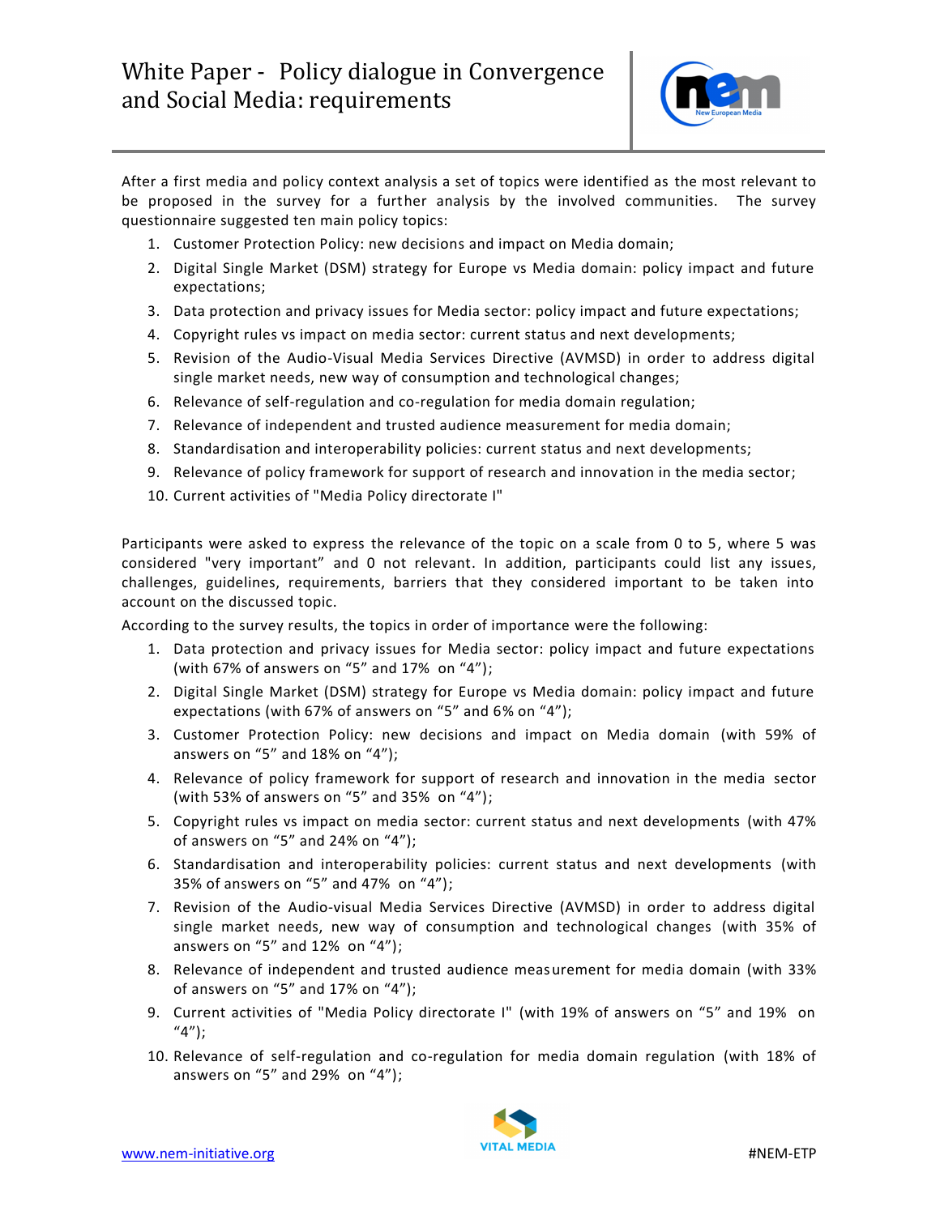After a first media and policy context analysis a set of topics were identified as the most relevant to be proposed in the survey for a further analysis by the involved communities. The survey questionnaire suggested ten main policy topics:

1. Customer Protection Policy: new decisions and impact on Media domain;
2. Digital Single Market (DSM) strategy for Europe vs Media domain: policy impact and future expectations;
3. Data protection and privacy issues for Media sector: policy impact and future expectations;
4. Copyright rules vs impact on media sector: current status and next developments;
5. Revision of the Audio-Visual Media Services Directive (AVMSD) in order to address digital single market needs, new way of consumption and technological changes;
6. Relevance of self-regulation and co-regulation for media domain regulation;
7. Relevance of independent and trusted audience measurement for media domain;
8. Standardisation and interoperability policies: current status and next developments;
9. Relevance of policy framework for support of research and innovation in the media sector;
10. Current activities of "Media Policy directorate I"

Participants were asked to express the relevance of the topic on a scale from 0 to 5, where 5 was considered "very important" and 0 not relevant. In addition, participants could list any issues, challenges, guidelines, requirements, barriers that they considered important to be taken into account on the discussed topic.

According to the survey results, the topics in order of importance were the following:

1. Data protection and privacy issues for Media sector: policy impact and future expectations (with 67% of answers on "5" and 17% on "4");
2. Digital Single Market (DSM) strategy for Europe vs Media domain: policy impact and future expectations (with 67% of answers on "5" and 6% on "4");
3. Customer Protection Policy: new decisions and impact on Media domain (with 59% of answers on "5" and 18% on "4");
4. Relevance of policy framework for support of research and innovation in the media sector (with 53% of answers on "5" and 35% on "4");
5. Copyright rules vs impact on media sector: current status and next developments (with 47% of answers on "5" and 24% on "4");
6. Standardisation and interoperability policies: current status and next developments (with 35% of answers on "5" and 47% on "4");
7. Revision of the Audio-visual Media Services Directive (AVMSD) in order to address digital single market needs, new way of consumption and technological changes (with 35% of answers on "5" and 12% on "4");
8. Relevance of independent and trusted audience measurement for media domain (with 33% of answers on "5" and 17% on "4");
9. Current activities of "Media Policy directorate I" (with 19% of answers on "5" and 19% on "4");
10. Relevance of self-regulation and co-regulation for media domain regulation (with 18% of answers on "5" and 29% on "4");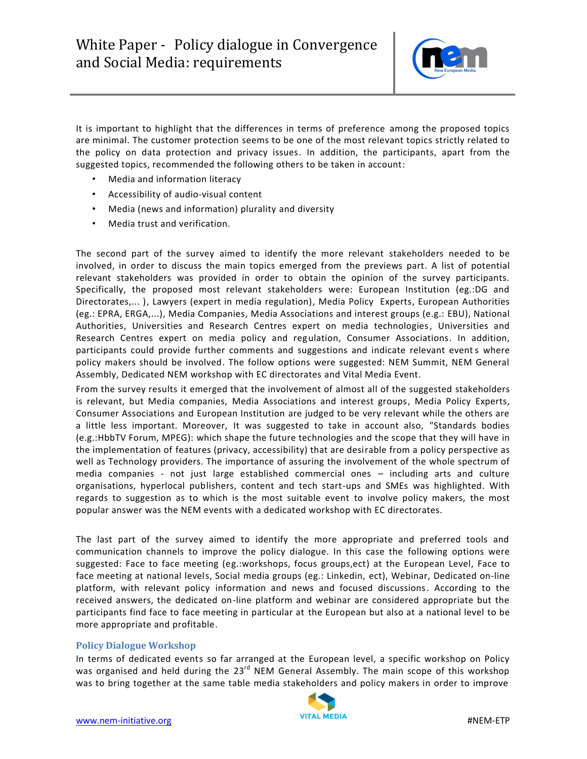It is important to highlight that the differences in terms of preference among the proposed topics are minimal. The customer protection seems to be one of the most relevant topics strictly related to the policy on data protection and privacy issues. In addition, the participants, apart from the suggested topics, recommended the following others to be taken in account:

- Media and information literacy
- Accessibility of audio-visual content
- Media (news and information) plurality and diversity
- Media trust and verification.

The second part of the survey aimed to identify the more relevant stakeholders needed to be involved, in order to discuss the main topics emerged from the previews part. A list of potential relevant stakeholders was provided in order to obtain the opinion of the survey participants. Specifically, the proposed most relevant stakeholders were: European Institution (eg.:DG and Directorates,... ), Lawyers (expert in media regulation), Media Policy Experts, European Authorities (eg.: EPRA, ERGA,...), Media Companies, Media Associations and interest groups (e.g.: EBU), National Authorities, Universities and Research Centres expert on media technologies, Universities and Research Centres expert on media policy and regulation, Consumer Associations. In addition, participants could provide further comments and suggestions and indicate relevant events where policy makers should be involved. The follow options were suggested: NEM Summit, NEM General Assembly, Dedicated NEM workshop with EC directorates and Vital Media Event.

From the survey results it emerged that the involvement of almost all of the suggested stakeholders is relevant, but Media companies, Media Associations and interest groups, Media Policy Experts, Consumer Associations and European Institution are judged to be very relevant while the others are a little less important. Moreover, It was suggested to take in account also, "Standards bodies (e.g.:HbbTV Forum, MPEG): which shape the future technologies and the scope that they will have in the implementation of features (privacy, accessibility) that are desirable from a policy perspective as well as Technology providers. The importance of assuring the involvement of the whole spectrum of media companies - not just large established commercial ones – including arts and culture organisations, hyperlocal publishers, content and tech start-ups and SMEs was highlighted. With regards to suggestion as to which is the most suitable event to involve policy makers, the most popular answer was the NEM events with a dedicated workshop with EC directorates.

The last part of the survey aimed to identify the more appropriate and preferred tools and communication channels to improve the policy dialogue. In this case the following options were suggested: Face to face meeting (eg.:workshops, focus groups,ect) at the European Level, Face to face meeting at national levels, Social media groups (eg.: Linkedin, ect), Webinar, Dedicated on-line platform, with relevant policy information and news and focused discussions. According to the received answers, the dedicated on-line platform and webinar are considered appropriate but the participants find face to face meeting in particular at the European but also at a national level to be more appropriate and profitable.

### Policy Dialogue Workshop

In terms of dedicated events so far arranged at the European level, a specific workshop on Policy was organised and held during the 23rd NEM General Assembly. The main scope of this workshop was to bring together at the same table media stakeholders and policy makers in order to improve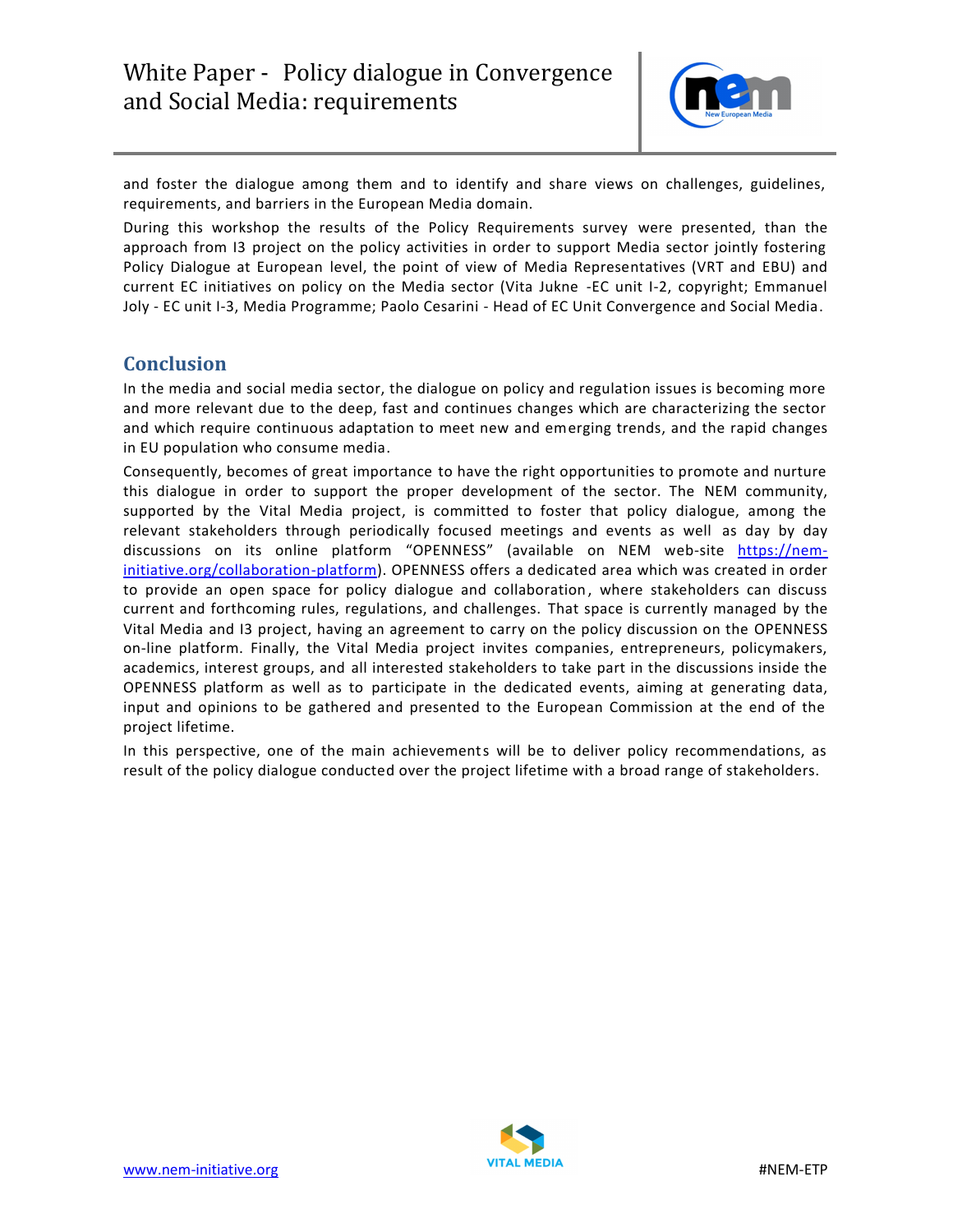and foster the dialogue among them and to identify and share views on challenges, guidelines, requirements, and barriers in the European Media domain.

During this workshop the results of the Policy Requirements survey were presented, than the approach from I3 project on the policy activities in order to support Media sector jointly fostering Policy Dialogue at European level, the point of view of Media Representatives (VRT and EBU) and current EC initiatives on policy on the Media sector (Vita Jukne -EC unit I-2, copyright; Emmanuel Joly - EC unit I-3, Media Programme; Paolo Cesarini - Head of EC Unit Convergence and Social Media.

## Conclusion

In the media and social media sector, the dialogue on policy and regulation issues is becoming more and more relevant due to the deep, fast and continues changes which are characterizing the sector and which require continuous adaptation to meet new and emerging trends, and the rapid changes in EU population who consume media.

Consequently, becomes of great importance to have the right opportunities to promote and nurture this dialogue in order to support the proper development of the sector. The NEM community, supported by the Vital Media project, is committed to foster that policy dialogue, among the relevant stakeholders through periodically focused meetings and events as well as day by day discussions on its online platform "OPENNESS" (available on NEM web-site https://nem-initiative.org/collaboration-platform). OPENNESS offers a dedicated area which was created in order to provide an open space for policy dialogue and collaboration, where stakeholders can discuss current and forthcoming rules, regulations, and challenges. That space is currently managed by the Vital Media and I3 project, having an agreement to carry on the policy discussion on the OPENNESS on-line platform. Finally, the Vital Media project invites companies, entrepreneurs, policymakers, academics, interest groups, and all interested stakeholders to take part in the discussions inside the OPENNESS platform as well as to participate in the dedicated events, aiming at generating data, input and opinions to be gathered and presented to the European Commission at the end of the project lifetime.

In this perspective, one of the main achievements will be to deliver policy recommendations, as result of the policy dialogue conducted over the project lifetime with a broad range of stakeholders.